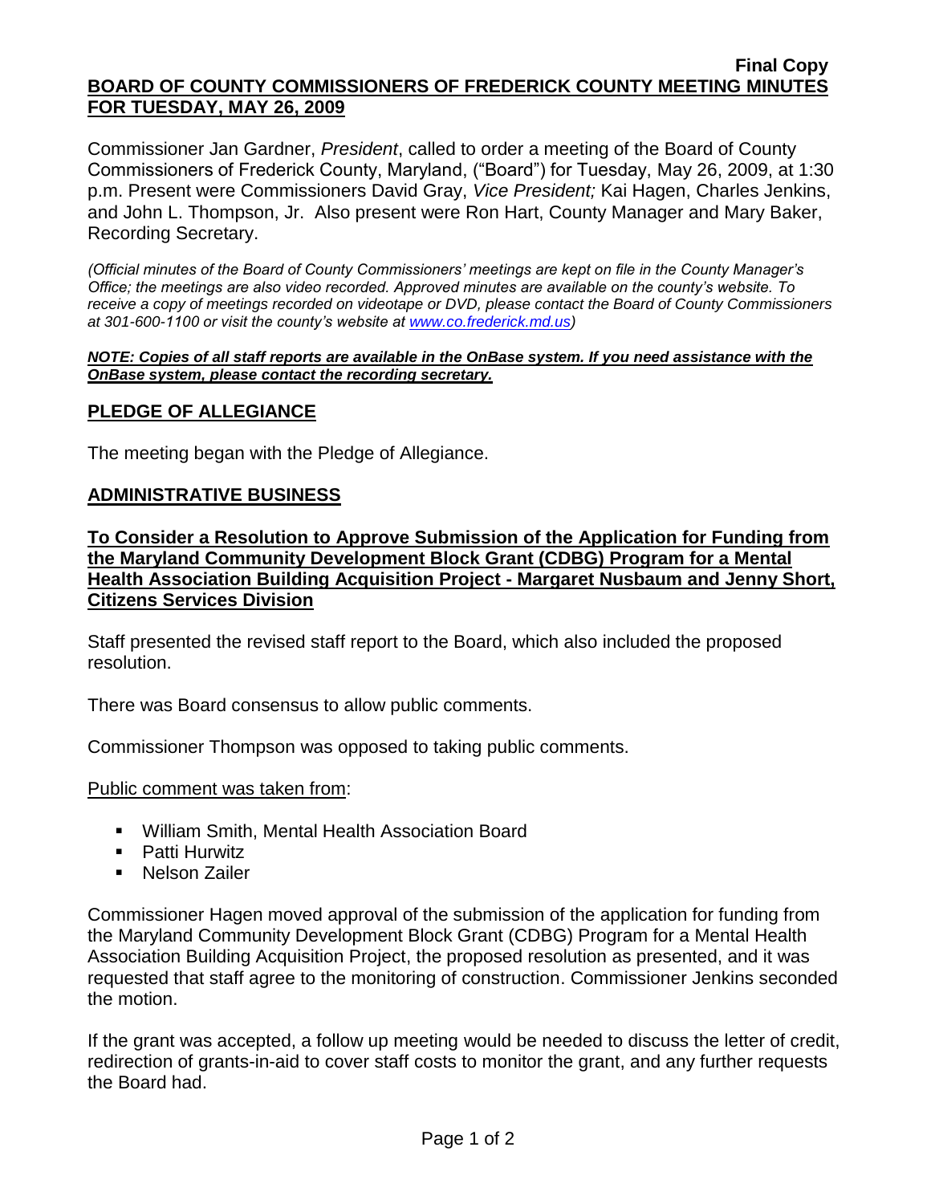**Final Copy**

**BOARD OF COUNTY COMMISSIONERS OF FREDERICK COUNTY MEETING MINUTES FOR TUESDAY, MAY 26, 2009**

Commissioner Jan Gardner, *President*, called to order a meeting of the Board of County Commissioners of Frederick County, Maryland, ("Board") for Tuesday, May 26, 2009, at 1:30 p.m. Present were Commissioners David Gray, *Vice President;* Kai Hagen, Charles Jenkins, and John L. Thompson, Jr. Also present were Ron Hart, County Manager and Mary Baker, Recording Secretary.

*(Official minutes of the Board of County Commissioners' meetings are kept on file in the County Manager's Office; the meetings are also video recorded. Approved minutes are available on the county's website. To receive a copy of meetings recorded on videotape or DVD, please contact the Board of County Commissioners at 301-600-1100 or visit the county's website at www.co.frederick.md.us)*

***NOTE: Copies of all staff reports are available in the OnBase system. If you need assistance with the OnBase system, please contact the recording secretary.***

## PLEDGE OF ALLEGIANCE

The meeting began with the Pledge of Allegiance.

## ADMINISTRATIVE BUSINESS

**To Consider a Resolution to Approve Submission of the Application for Funding from the Maryland Community Development Block Grant (CDBG) Program for a Mental Health Association Building Acquisition Project - Margaret Nusbaum and Jenny Short, Citizens Services Division**

Staff presented the revised staff report to the Board, which also included the proposed resolution.

There was Board consensus to allow public comments.

Commissioner Thompson was opposed to taking public comments.

Public comment was taken from:

- William Smith, Mental Health Association Board
- Patti Hurwitz
- Nelson Zailer

Commissioner Hagen moved approval of the submission of the application for funding from the Maryland Community Development Block Grant (CDBG) Program for a Mental Health Association Building Acquisition Project, the proposed resolution as presented, and it was requested that staff agree to the monitoring of construction. Commissioner Jenkins seconded the motion.

If the grant was accepted, a follow up meeting would be needed to discuss the letter of credit, redirection of grants-in-aid to cover staff costs to monitor the grant, and any further requests the Board had.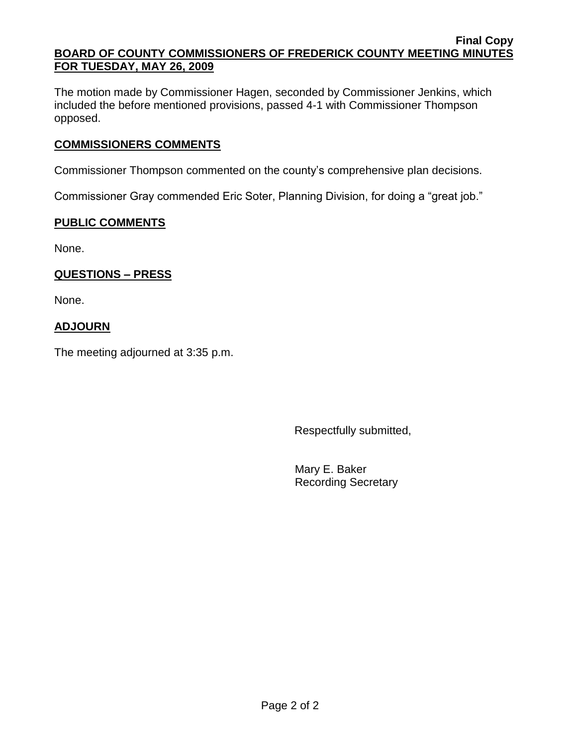Final Copy

**BOARD OF COUNTY COMMISSIONERS OF FREDERICK COUNTY MEETING MINUTES FOR TUESDAY, MAY 26, 2009**

The motion made by Commissioner Hagen, seconded by Commissioner Jenkins, which included the before mentioned provisions, passed 4-1 with Commissioner Thompson opposed.

## COMMISSIONERS COMMENTS

Commissioner Thompson commented on the county's comprehensive plan decisions.

Commissioner Gray commended Eric Soter, Planning Division, for doing a "great job."

## PUBLIC COMMENTS

None.

## QUESTIONS – PRESS

None.

## ADJOURN

The meeting adjourned at 3:35 p.m.

Respectfully submitted,

Mary E. Baker
Recording Secretary